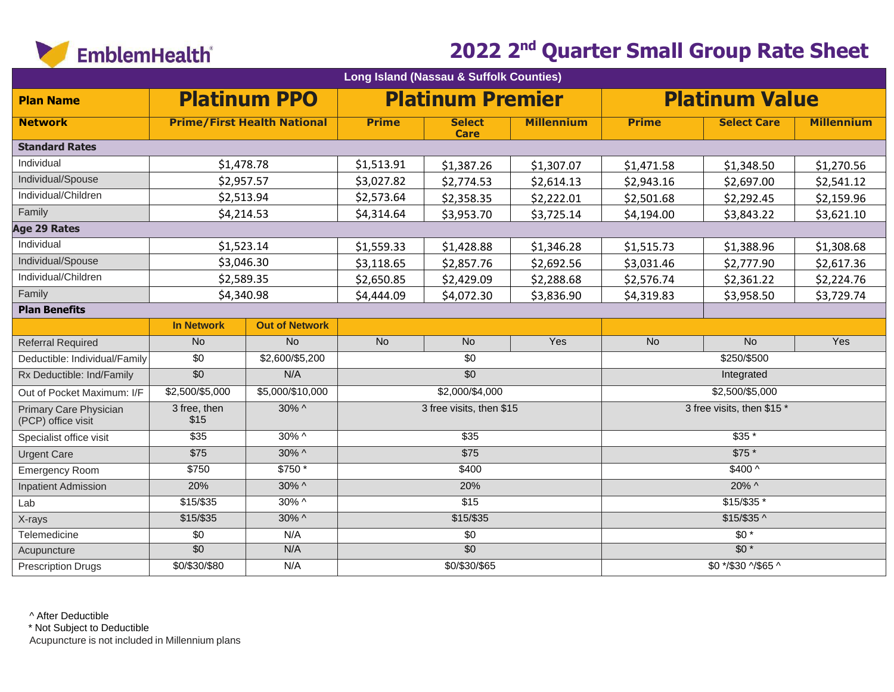EmblemHealth

# 2022 2nd Quarter Small Group Rate Sheet

| Long Island (Nassau & Suffolk Counties) | | | | | | | | |
|---|---|---|---|---|---|---|---|---|
| **Plan Name** | **Platinum PPO** | | **Platinum Premier** | | | **Platinum Value** | | |
| **Network** | **Prime/First Health National** | | **Prime** | **Select Care** | **Millennium** | **Prime** | **Select Care** | **Millennium** |
| **Standard Rates** | | | | | | | | |
| Individual | $1,478.78 | | $1,513.91 | $1,387.26 | $1,307.07 | $1,471.58 | $1,348.50 | $1,270.56 |
| Individual/Spouse | $2,957.57 | | $3,027.82 | $2,774.53 | $2,614.13 | $2,943.16 | $2,697.00 | $2,541.12 |
| Individual/Children | $2,513.94 | | $2,573.64 | $2,358.35 | $2,222.01 | $2,501.68 | $2,292.45 | $2,159.96 |
| Family | $4,214.53 | | $4,314.64 | $3,953.70 | $3,725.14 | $4,194.00 | $3,843.22 | $3,621.10 |
| **Age 29 Rates** | | | | | | | | |
| Individual | $1,523.14 | | $1,559.33 | $1,428.88 | $1,346.28 | $1,515.73 | $1,388.96 | $1,308.68 |
| Individual/Spouse | $3,046.30 | | $3,118.65 | $2,857.76 | $2,692.56 | $3,031.46 | $2,777.90 | $2,617.36 |
| Individual/Children | $2,589.35 | | $2,650.85 | $2,429.09 | $2,288.68 | $2,576.74 | $2,361.22 | $2,224.76 |
| Family | $4,340.98 | | $4,444.09 | $4,072.30 | $3,836.90 | $4,319.83 | $3,958.50 | $3,729.74 |
| **Plan Benefits** | | | | | | | | |
| | **In Network** | **Out of Network** | | | | | | |
| Referral Required | No | No | No | No | Yes | No | No | Yes |
| Deductible: Individual/Family | $0 | $2,600/$5,200 | $0 | | | $250/$500 | | |
| Rx Deductible: Ind/Family | $0 | N/A | $0 | | | Integrated | | |
| Out of Pocket Maximum: I/F | $2,500/$5,000 | $5,000/$10,000 | $2,000/$4,000 | | | $2,500/$5,000 | | |
| Primary Care Physician (PCP) office visit | 3 free, then $15 | 30% ^ | 3 free visits, then $15 | | | 3 free visits, then $15 * | | |
| Specialist office visit | $35 | 30% ^ | $35 | | | $35 * | | |
| Urgent Care | $75 | 30% ^ | $75 | | | $75 * | | |
| Emergency Room | $750 | $750 * | $400 | | | $400 ^ | | |
| Inpatient Admission | 20% | 30% ^ | 20% | | | 20% ^ | | |
| Lab | $15/$35 | 30% ^ | $15 | | | $15/$35 * | | |
| X-rays | $15/$35 | 30% ^ | $15/$35 | | | $15/$35 ^ | | |
| Telemedicine | $0 | N/A | $0 | | | $0 * | | |
| Acupuncture | $0 | N/A | $0 | | | $0 * | | |
| Prescription Drugs | $0/$30/$80 | N/A | $0/$30/$65 | | | $0 */$30 ^/$65 ^ | | |

^ After Deductible
* Not Subject to Deductible
Acupuncture is not included in Millennium plans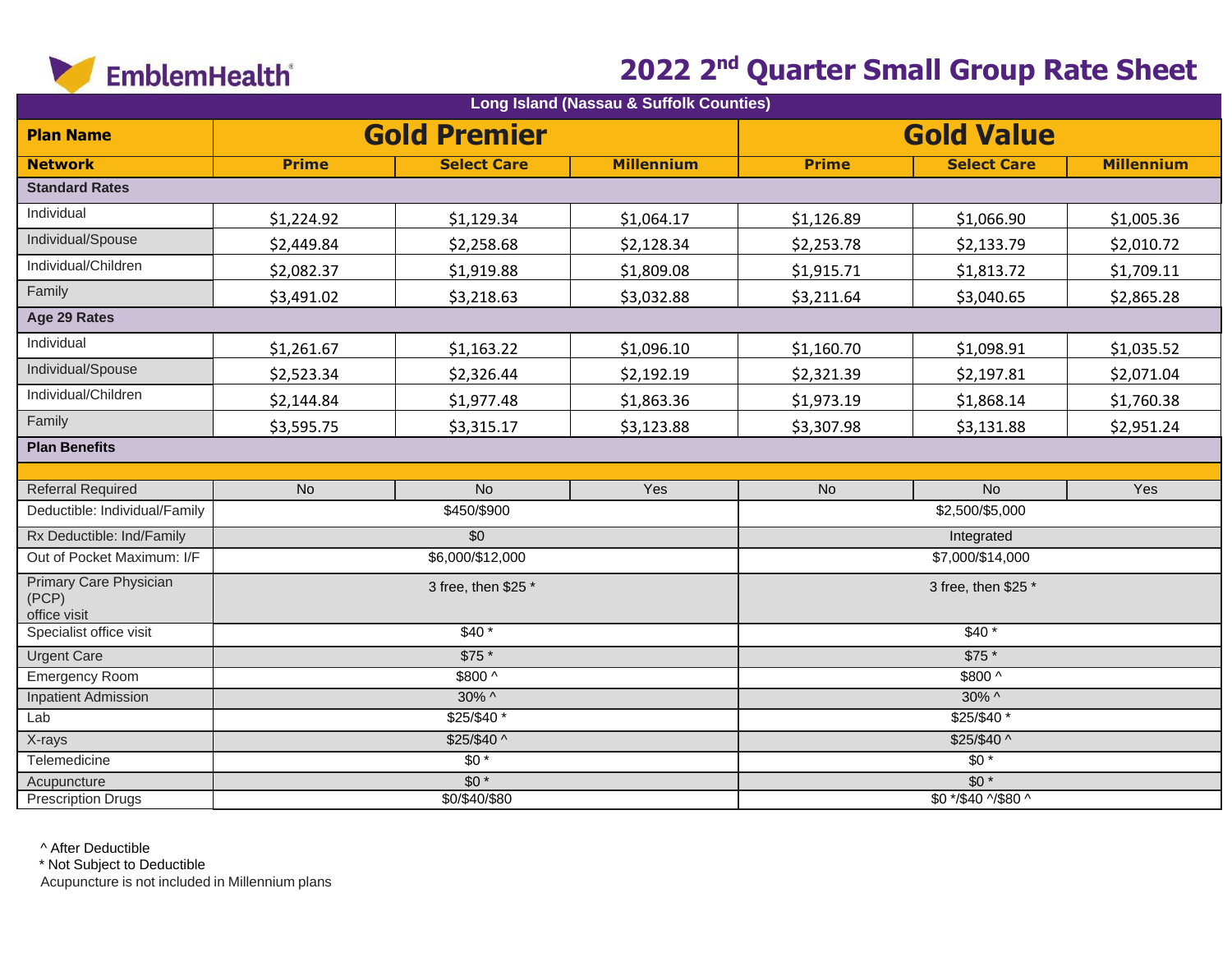EmblemHealth

# 2022 2nd Quarter Small Group Rate Sheet

| Long Island (Nassau & Suffolk Counties) | | | | | | |
|---|---|---|---|---|---|---|
| **Plan Name** | **Gold Premier** | | | **Gold Value** | | |
| **Network** | **Prime** | **Select Care** | **Millennium** | **Prime** | **Select Care** | **Millennium** |
| **Standard Rates** | | | | | | |
| Individual | $1,224.92 | $1,129.34 | $1,064.17 | $1,126.89 | $1,066.90 | $1,005.36 |
| Individual/Spouse | $2,449.84 | $2,258.68 | $2,128.34 | $2,253.78 | $2,133.79 | $2,010.72 |
| Individual/Children | $2,082.37 | $1,919.88 | $1,809.08 | $1,915.71 | $1,813.72 | $1,709.11 |
| Family | $3,491.02 | $3,218.63 | $3,032.88 | $3,211.64 | $3,040.65 | $2,865.28 |
| **Age 29 Rates** | | | | | | |
| Individual | $1,261.67 | $1,163.22 | $1,096.10 | $1,160.70 | $1,098.91 | $1,035.52 |
| Individual/Spouse | $2,523.34 | $2,326.44 | $2,192.19 | $2,321.39 | $2,197.81 | $2,071.04 |
| Individual/Children | $2,144.84 | $1,977.48 | $1,863.36 | $1,973.19 | $1,868.14 | $1,760.38 |
| Family | $3,595.75 | $3,315.17 | $3,123.88 | $3,307.98 | $3,131.88 | $2,951.24 |
| **Plan Benefits** | | | | | | |
| Referral Required | No | No | Yes | No | No | Yes |
| Deductible: Individual/Family | $450/$900 | | | $2,500/$5,000 | | |
| Rx Deductible: Ind/Family | $0 | | | Integrated | | |
| Out of Pocket Maximum: I/F | $6,000/$12,000 | | | $7,000/$14,000 | | |
| Primary Care Physician (PCP) office visit | 3 free, then $25 * | | | 3 free, then $25 * | | |
| Specialist office visit | $40 * | | | $40 * | | |
| Urgent Care | $75 * | | | $75 * | | |
| Emergency Room | $800 ^ | | | $800 ^ | | |
| Inpatient Admission | 30% ^ | | | 30% ^ | | |
| Lab | $25/$40 * | | | $25/$40 * | | |
| X-rays | $25/$40 ^ | | | $25/$40 ^ | | |
| Telemedicine | $0 * | | | $0 * | | |
| Acupuncture | $0 * | | | $0 * | | |
| Prescription Drugs | $0/$40/$80 | | | $0 */$40 ^/$80 ^ | | |

^ After Deductible
* Not Subject to Deductible
Acupuncture is not included in Millennium plans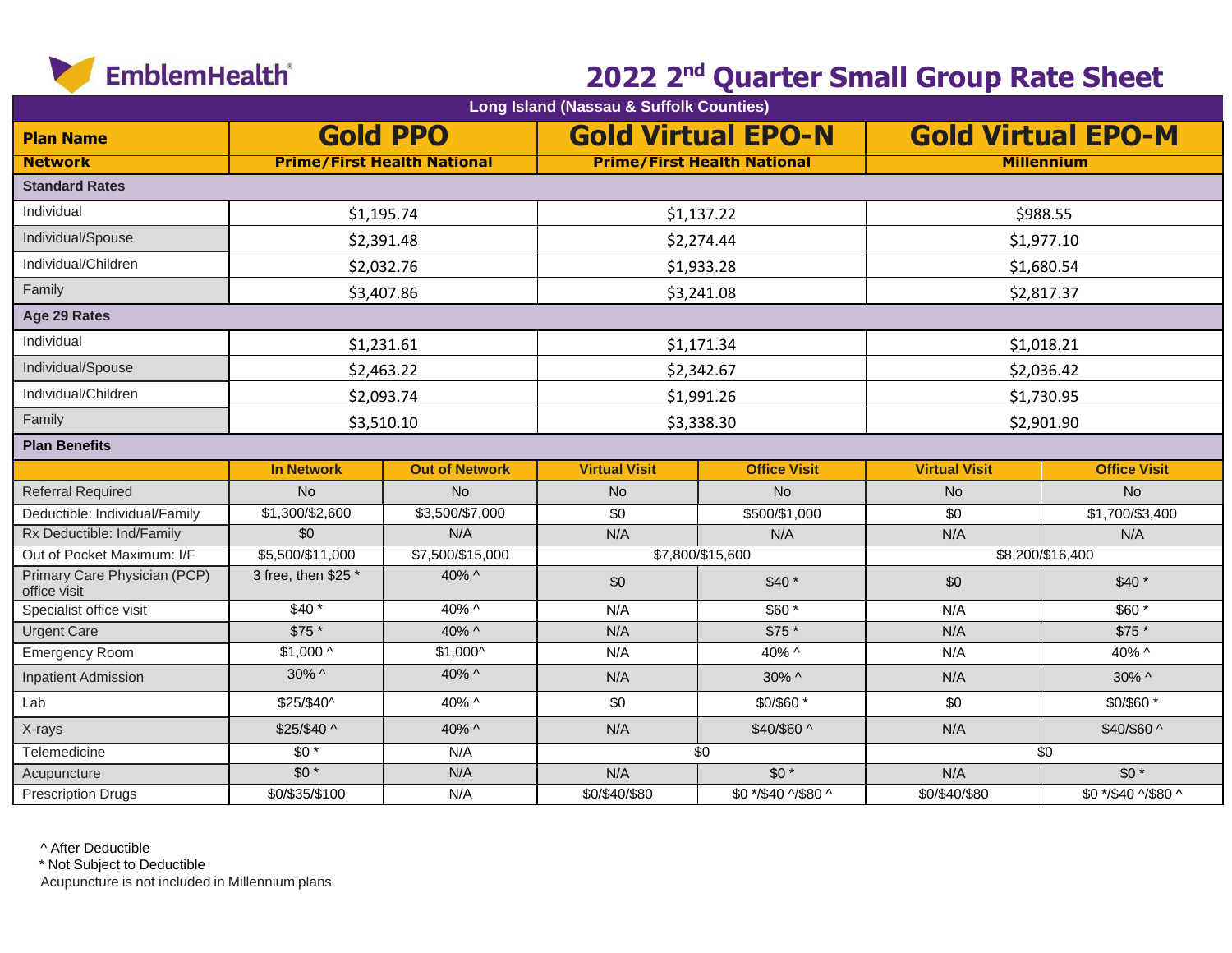EmblemHealth

# 2022 2nd Quarter Small Group Rate Sheet

| Long Island (Nassau & Suffolk Counties) | | | | | | |
|---|---|---|---|---|---|---|
| **Plan Name** | **Gold PPO** | | **Gold Virtual EPO-N** | | **Gold Virtual EPO-M** | |
| **Network** | **Prime/First Health National** | | **Prime/First Health National** | | **Millennium** | |
| **Standard Rates** | | | | | | |
| Individual | $1,195.74 | | $1,137.22 | | $988.55 | |
| Individual/Spouse | $2,391.48 | | $2,274.44 | | $1,977.10 | |
| Individual/Children | $2,032.76 | | $1,933.28 | | $1,680.54 | |
| Family | $3,407.86 | | $3,241.08 | | $2,817.37 | |
| **Age 29 Rates** | | | | | | |
| Individual | $1,231.61 | | $1,171.34 | | $1,018.21 | |
| Individual/Spouse | $2,463.22 | | $2,342.67 | | $2,036.42 | |
| Individual/Children | $2,093.74 | | $1,991.26 | | $1,730.95 | |
| Family | $3,510.10 | | $3,338.30 | | $2,901.90 | |
| **Plan Benefits** | | | | | | |
| | **In Network** | **Out of Network** | **Virtual Visit** | **Office Visit** | **Virtual Visit** | **Office Visit** |
| Referral Required | No | No | No | No | No | No |
| Deductible: Individual/Family | $1,300/$2,600 | $3,500/$7,000 | $0 | $500/$1,000 | $0 | $1,700/$3,400 |
| Rx Deductible: Ind/Family | $0 | N/A | N/A | N/A | N/A | N/A |
| Out of Pocket Maximum: I/F | $5,500/$11,000 | $7,500/$15,000 | $7,800/$15,600 | | $8,200/$16,400 | |
| Primary Care Physician (PCP) office visit | 3 free, then $25 * | 40% ^ | $0 | $40 * | $0 | $40 * |
| Specialist office visit | $40 * | 40% ^ | N/A | $60 * | N/A | $60 * |
| Urgent Care | $75 * | 40% ^ | N/A | $75 * | N/A | $75 * |
| Emergency Room | $1,000 ^ | $1,000^ | N/A | 40% ^ | N/A | 40% ^ |
| Inpatient Admission | 30% ^ | 40% ^ | N/A | 30% ^ | N/A | 30% ^ |
| Lab | $25/$40^ | 40% ^ | $0 | $0/$60 * | $0 | $0/$60 * |
| X-rays | $25/$40 ^ | 40% ^ | N/A | $40/$60 ^ | N/A | $40/$60 ^ |
| Telemedicine | $0 * | N/A | $0 | | $0 | |
| Acupuncture | $0 * | N/A | N/A | $0 * | N/A | $0 * |
| Prescription Drugs | $0/$35/$100 | N/A | $0/$40/$80 | $0 */$40 ^/$80 ^ | $0/$40/$80 | $0 */$40 ^/$80 ^ |

^ After Deductible
* Not Subject to Deductible
Acupuncture is not included in Millennium plans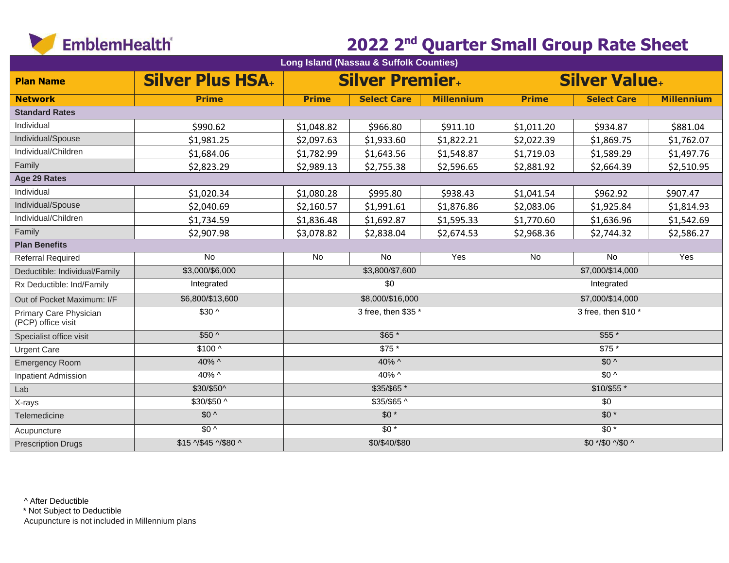# EmblemHealth

## 2022 2nd Quarter Small Group Rate Sheet

| Long Island (Nassau & Suffolk Counties) | | | | | | | |
|---|---|---|---|---|---|---|---|
| **Plan Name** | **Silver Plus HSA+** | **Silver Premier+** | | | **Silver Value+** | | |
| **Network** | **Prime** | **Prime** | **Select Care** | **Millennium** | **Prime** | **Select Care** | **Millennium** |
| **Standard Rates** | | | | | | | |
| Individual | $990.62 | $1,048.82 | $966.80 | $911.10 | $1,011.20 | $934.87 | $881.04 |
| Individual/Spouse | $1,981.25 | $2,097.63 | $1,933.60 | $1,822.21 | $2,022.39 | $1,869.75 | $1,762.07 |
| Individual/Children | $1,684.06 | $1,782.99 | $1,643.56 | $1,548.87 | $1,719.03 | $1,589.29 | $1,497.76 |
| Family | $2,823.29 | $2,989.13 | $2,755.38 | $2,596.65 | $2,881.92 | $2,664.39 | $2,510.95 |
| **Age 29 Rates** | | | | | | | |
| Individual | $1,020.34 | $1,080.28 | $995.80 | $938.43 | $1,041.54 | $962.92 | $907.47 |
| Individual/Spouse | $2,040.69 | $2,160.57 | $1,991.61 | $1,876.86 | $2,083.06 | $1,925.84 | $1,814.93 |
| Individual/Children | $1,734.59 | $1,836.48 | $1,692.87 | $1,595.33 | $1,770.60 | $1,636.96 | $1,542.69 |
| Family | $2,907.98 | $3,078.82 | $2,838.04 | $2,674.53 | $2,968.36 | $2,744.32 | $2,586.27 |
| **Plan Benefits** | | | | | | | |
| Referral Required | No | No | No | Yes | No | No | Yes |
| Deductible: Individual/Family | $3,000/$6,000 | $3,800/$7,600 | | | $7,000/$14,000 | | |
| Rx Deductible: Ind/Family | Integrated | $0 | | | Integrated | | |
| Out of Pocket Maximum: I/F | $6,800/$13,600 | $8,000/$16,000 | | | $7,000/$14,000 | | |
| Primary Care Physician (PCP) office visit | $30 ^ | 3 free, then $35 * | | | 3 free, then $10 * | | |
| Specialist office visit | $50 ^ | $65 * | | | $55 * | | |
| Urgent Care | $100 ^ | $75 * | | | $75 * | | |
| Emergency Room | 40% ^ | 40% ^ | | | $0 ^ | | |
| Inpatient Admission | 40% ^ | 40% ^ | | | $0 ^ | | |
| Lab | $30/$50^ | $35/$65 * | | | $10/$55 * | | |
| X-rays | $30/$50 ^ | $35/$65 ^ | | | $0 | | |
| Telemedicine | $0 ^ | $0 * | | | $0 * | | |
| Acupuncture | $0 ^ | $0 * | | | $0 * | | |
| Prescription Drugs | $15 ^/$45 ^/$80 ^ | $0/$40/$80 | | | $0 */$0 ^/$0 ^ | | |

^ After Deductible
* Not Subject to Deductible
Acupuncture is not included in Millennium plans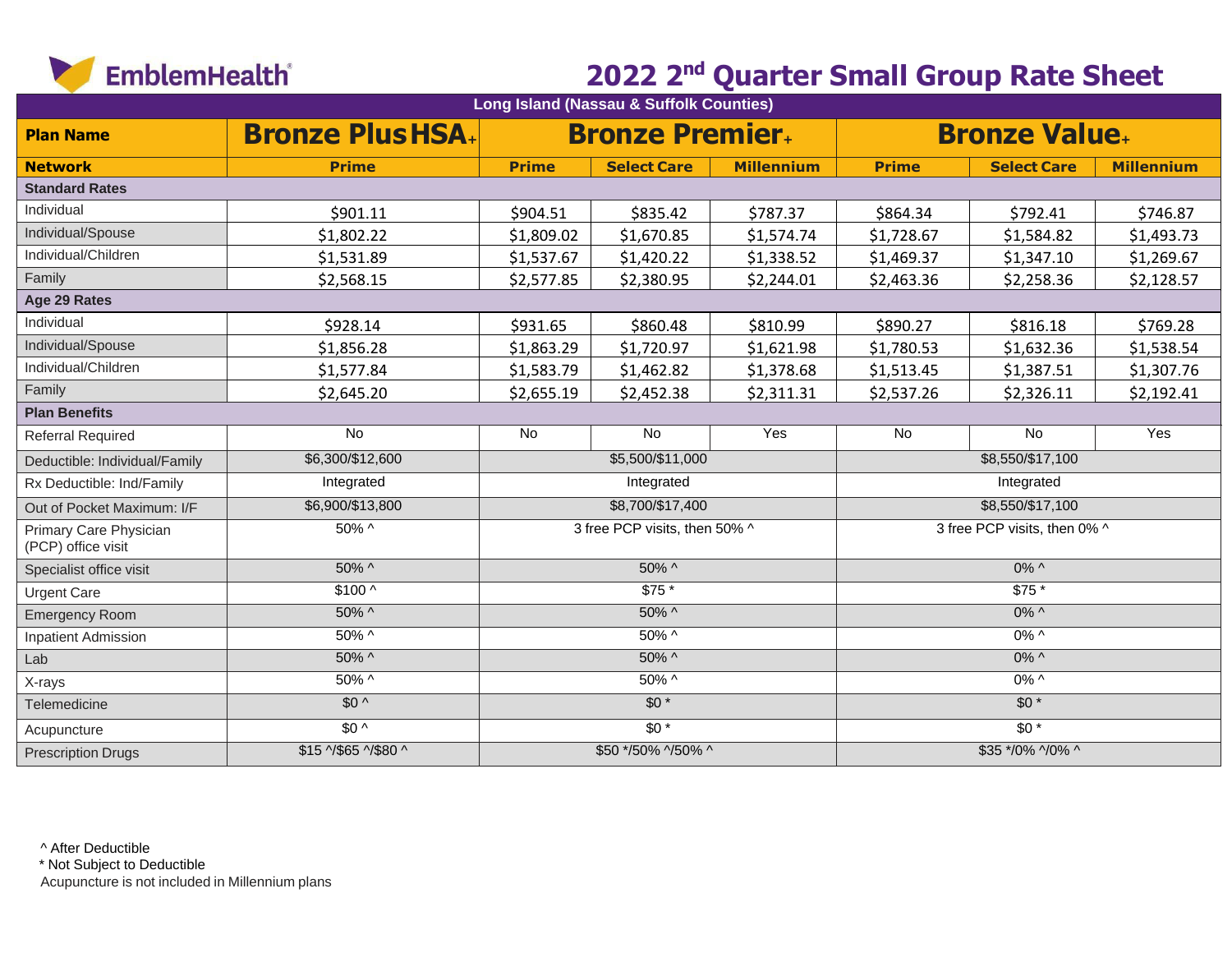EmblemHealth

# 2022 2nd Quarter Small Group Rate Sheet

| Long Island (Nassau & Suffolk Counties) | | | | | | | |
|---|---|---|---|---|---|---|---|
| **Plan Name** | **Bronze Plus HSA+** | **Bronze Premier+** | | | **Bronze Value+** | | |
| **Network** | **Prime** | **Prime** | **Select Care** | **Millennium** | **Prime** | **Select Care** | **Millennium** |
| **Standard Rates** | | | | | | | |
| Individual | $901.11 | $904.51 | $835.42 | $787.37 | $864.34 | $792.41 | $746.87 |
| Individual/Spouse | $1,802.22 | $1,809.02 | $1,670.85 | $1,574.74 | $1,728.67 | $1,584.82 | $1,493.73 |
| Individual/Children | $1,531.89 | $1,537.67 | $1,420.22 | $1,338.52 | $1,469.37 | $1,347.10 | $1,269.67 |
| Family | $2,568.15 | $2,577.85 | $2,380.95 | $2,244.01 | $2,463.36 | $2,258.36 | $2,128.57 |
| **Age 29 Rates** | | | | | | | |
| Individual | $928.14 | $931.65 | $860.48 | $810.99 | $890.27 | $816.18 | $769.28 |
| Individual/Spouse | $1,856.28 | $1,863.29 | $1,720.97 | $1,621.98 | $1,780.53 | $1,632.36 | $1,538.54 |
| Individual/Children | $1,577.84 | $1,583.79 | $1,462.82 | $1,378.68 | $1,513.45 | $1,387.51 | $1,307.76 |
| Family | $2,645.20 | $2,655.19 | $2,452.38 | $2,311.31 | $2,537.26 | $2,326.11 | $2,192.41 |
| **Plan Benefits** | | | | | | | |
| Referral Required | No | No | No | Yes | No | No | Yes |
| Deductible: Individual/Family | $6,300/$12,600 | $5,500/$11,000 | | | $8,550/$17,100 | | |
| Rx Deductible: Ind/Family | Integrated | Integrated | | | Integrated | | |
| Out of Pocket Maximum: I/F | $6,900/$13,800 | $8,700/$17,400 | | | $8,550/$17,100 | | |
| Primary Care Physician (PCP) office visit | 50% ^ | 3 free PCP visits, then 50% ^ | | | 3 free PCP visits, then 0% ^ | | |
| Specialist office visit | 50% ^ | 50% ^ | | | 0% ^ | | |
| Urgent Care | $100 ^ | $75 * | | | $75 * | | |
| Emergency Room | 50% ^ | 50% ^ | | | 0% ^ | | |
| Inpatient Admission | 50% ^ | 50% ^ | | | 0% ^ | | |
| Lab | 50% ^ | 50% ^ | | | 0% ^ | | |
| X-rays | 50% ^ | 50% ^ | | | 0% ^ | | |
| Telemedicine | $0 ^ | $0 * | | | $0 * | | |
| Acupuncture | $0 ^ | $0 * | | | $0 * | | |
| Prescription Drugs | $15 ^/$65 ^/$80 ^ | $50 */50% ^/50% ^ | | | $35 */0% ^/0% ^ | | |

^ After Deductible
* Not Subject to Deductible
Acupuncture is not included in Millennium plans